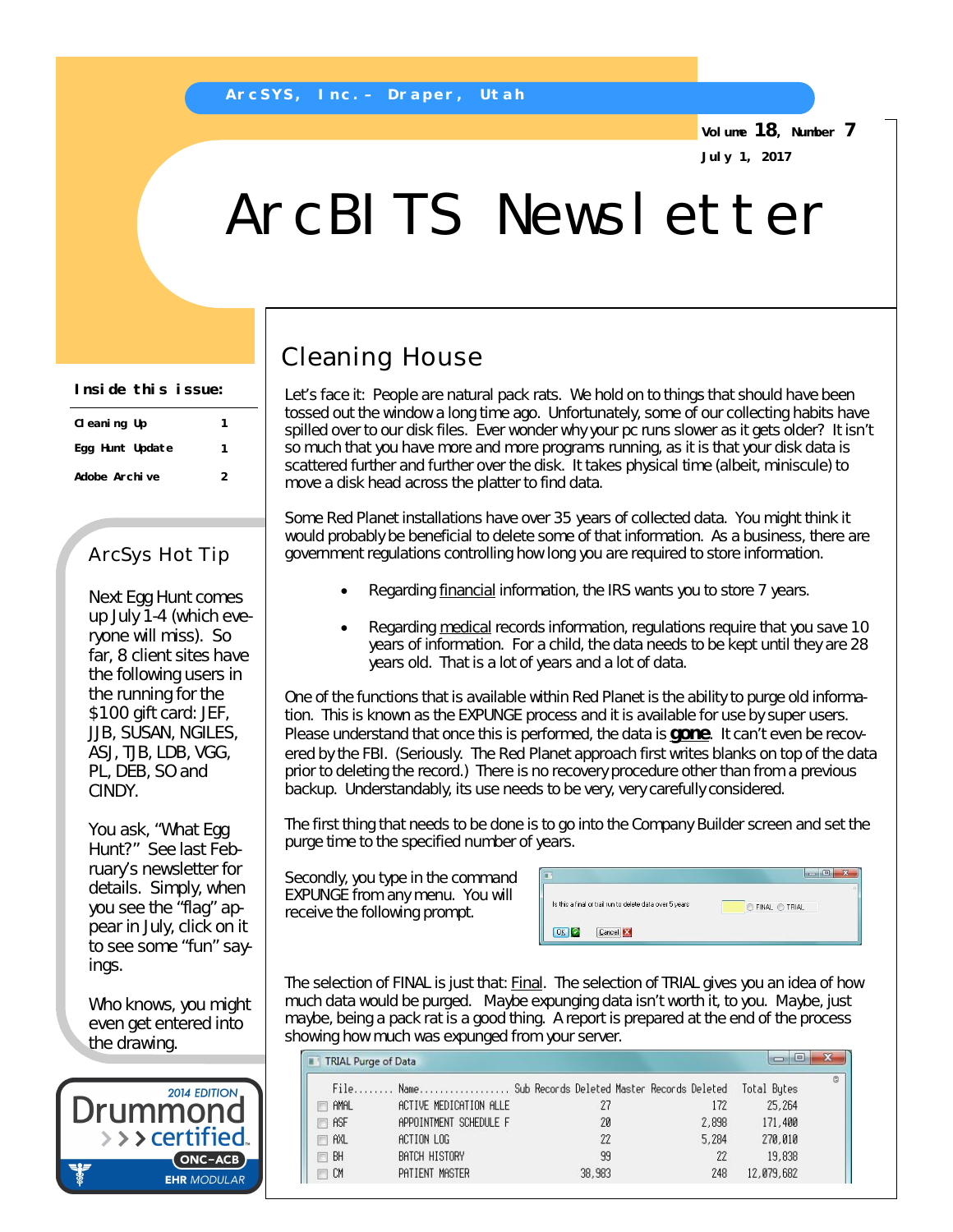ArcSYS, Inc.– Draper, Utah

Volume 18, Number 7

July 1, 2017

# ArcBITS Newsletter

**Inside this issue:**

| | |
|---|---|
| Cleaning Up | 1 |
| Egg Hunt Update | 1 |
| Adobe Archive | 2 |

## ArcSys Hot Tip

Next Egg Hunt comes up July 1-4 (which everyone will miss). So far, 8 client sites have the following users in the running for the $100 gift card: JEF, JJB, SUSAN, NGILES, ASJ, TJB, LDB, VGG, PL, DEB, SO and CINDY.

You ask, "What Egg Hunt?" See last February's newsletter for details. Simply, when you see the "flag" appear in July, click on it to see some "fun" sayings.

Who knows, you might even get entered into the drawing.

2014 EDITION Drummond certified ONC-ACB EHR MODULAR

## Cleaning House

Let's face it: People are natural pack rats. We hold on to things that should have been tossed out the window a long time ago. Unfortunately, some of our collecting habits have spilled over to our disk files. Ever wonder why your pc runs slower as it gets older? It isn't so much that you have more and more programs running, as it is that your disk data is scattered further and further over the disk. It takes physical time (albeit, miniscule) to move a disk head across the platter to find data.

Some Red Planet installations have over 35 years of collected data. You might think it would probably be beneficial to delete some of that information. As a business, there are government regulations controlling how long you are required to store information.

- Regarding financial information, the IRS wants you to store 7 years.
- Regarding medical records information, regulations require that you save 10 years of information. For a child, the data needs to be kept until they are 28 years old. That is a lot of years and a lot of data.

One of the functions that is available within Red Planet is the ability to purge old information. This is known as the EXPUNGE process and it is available for use by super users. Please understand that once this is performed, the data is **gone**. It can't even be recovered by the FBI. (Seriously. The Red Planet approach first writes blanks on top of the data prior to deleting the record.) There is no recovery procedure other than from a previous backup. Understandably, its use needs to be very, very carefully considered.

The first thing that needs to be done is to go into the Company Builder screen and set the purge time to the specified number of years.

Secondly, you type in the command EXPUNGE from any menu. You will receive the following prompt.

Is this a final or trail run to delete data over 5 years ○ FINAL ○ TRIAL
OK Cancel

The selection of FINAL is just that: Final. The selection of TRIAL gives you an idea of how much data would be purged. Maybe expunging data isn't worth it, to you. Maybe, just maybe, being a pack rat is a good thing. A report is prepared at the end of the process showing how much was expunged from your server.

TRIAL Purge of Data

| File | Name | Sub Records Deleted | Master Records Deleted | Total Bytes |
|---|---|---|---|---|
| AMAL | ACTIVE MEDICATION ALLE | 27 | 172 | 25,264 |
| ASF | APPOINTMENT SCHEDULE F | 20 | 2,898 | 171,400 |
| AXL | ACTION LOG | 22 | 5,284 | 270,010 |
| BH | BATCH HISTORY | 99 | 22 | 19,838 |
| CM | PATIENT MASTER | 38,983 | 248 | 12,079,682 |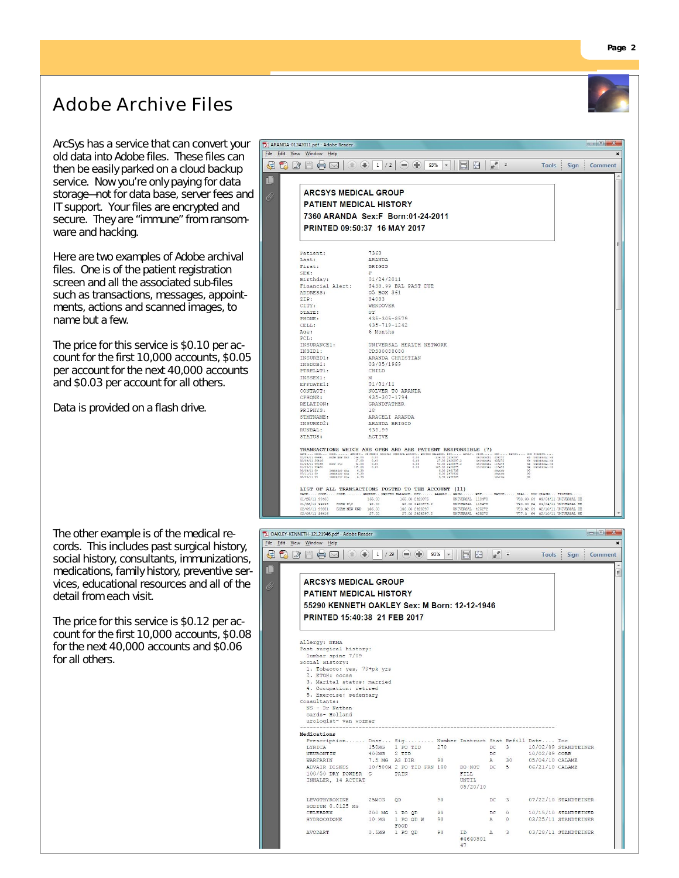# Adobe Archive Files

ArcSys has a service that can convert your old data into Adobe files. These files can then be easily parked on a cloud backup service. Now you're only paying for data storage—not for data base, server fees and IT support. Your files are encrypted and secure. They are "immune" from ransomware and hacking.

Here are two examples of Adobe archival files. One is of the patient registration screen and all the associated sub-files such as transactions, messages, appointments, actions and scanned images, to name but a few.

The price for this service is $0.10 per account for the first 10,000 accounts, $0.05 per account for the next 40,000 accounts and $0.03 per account for all others.

Data is provided on a flash drive.

ARANDA-01242011.pdf - Adobe Reader

**ARCSYS MEDICAL GROUP**
**PATIENT MEDICAL HISTORY**
**7360 ARANDA Sex:F Born:01-24-2011**
**PRINTED 09:50:37 16 MAY 2017**

```
Patient:          7360
Last:             ARANDA
First:            BRIGID
SEX:              F
Birthday:         01/24/2011
Financial Alert:  $438.99 BAL PAST DUE
ADDRESS:          05 BOX 361
ZIP:              84083
CITY:             WENDOVER
STATE:            UT
PHONE:            435-305-8579
CELL:             435-719-1242
Age:              6 Months
PCL:
INSURANCE1:       UNIVERSAL HEALTH NETWORK
INSID1:           CDS00088080
INSURED1:         ARANDA CHRISTIAN
INSDOB1:          03/05/1989
PTRELAT1:         CHILD
INSSEX1:          M
EFFDATE1:         01/01/11
CONTACT:          NOLVER TO ARANDA
CPHONE:           435-307-1794
RELATION:         GRANDFATHER
PRIPHYS:          18
STMTNAME:         ARACELI ARANDA
INSURED2:         ARANDA BRIGID
RUNBAL:           438.99
STATUS:           ACTIVE

TRANSACTIONS WHICH ARE OPEN AND ARE PATIENT RESPONSIBLE (7)

LIST OF ALL TRANSACTIONS POSTED TO THE ACCOUNT (11)
```

The other example is of the medical records. This includes past surgical history, social history, consultants, immunizations, medications, family history, preventive services, educational resources and all of the detail from each visit.

The price for this service is $0.12 per account for the first 10,000 accounts, $0.08 for the next 40,000 accounts and $0.06 for all others.

OAKLEY-KENNETH-12121946.pdf - Adobe Reader

**ARCSYS MEDICAL GROUP**
**PATIENT MEDICAL HISTORY**
**55290 KENNETH OAKLEY Sex: M Born: 12-12-1946**
**PRINTED 15:40:38 21 FEB 2017**

```
Allergy: NKMA
Past surgical history:
  lumbar spine 7/09
Social History:
  1. Tobacco: yes, 70+pk yrs
  2. ETOH: occas
  3. Marital status: married
  4. Occupation: retired
  5. Exercise: sedentary
Consultants:
  NS - Dr Nathan
  cards- Holland
  urologist- van wormer

Medications
  Prescription...... Dose... Sig......... Number Instruct Stat Refill Date.... Doc
  LYRICA             150MG   1 PO TID     270             DC   3      10/02/09 STANDTEINER
  NEURONTIN          400MG   2 TID                        DC          10/02/09 COBB
  WARFARIN           7.5 MG  AS DIR       90              A    30     05/04/10 CALAME
  ADVAIR DISKUS      10/500M 2 PO TID PRN 180    DO NOT   DC   5      06/21/10 CALAME
  100/50 DRY POWDER  G       PAIN                FILL
  INHALER, 14 ACTUAT                             UNTIL
                                                 05/20/10

  LEVOTHYROXINE      25MCG   QD           90              DC   3      07/22/10 STANDTEINER
  SODIUM 0.0125 MG
  CELEBREX           200 MG  1 PO QD      90              DC   0      10/15/10 STANDTEINER
  HYDROCODONE        10 MG   1 PO QD W    90              A    0      03/25/11 STANDTEINER
                             FOOD
  AVODART            0.5MG   1 PO QD      90     ID       A    3      03/28/11 STANDTEINER
                                                 #4640801
                                                 47
```